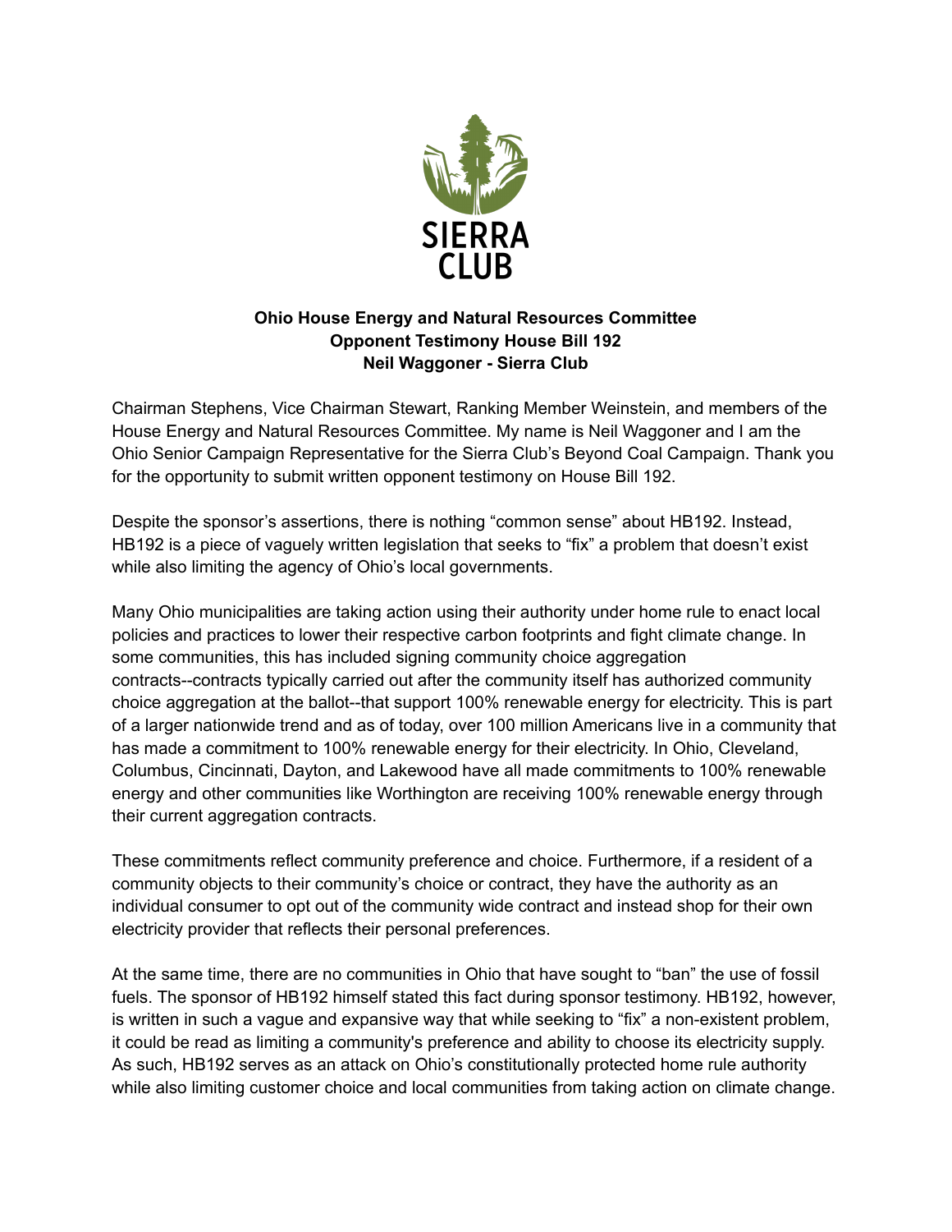**Ohio House Energy and Natural Resources Committee**
**Opponent Testimony House Bill 192**
**Neil Waggoner - Sierra Club**

Chairman Stephens, Vice Chairman Stewart, Ranking Member Weinstein, and members of the House Energy and Natural Resources Committee. My name is Neil Waggoner and I am the Ohio Senior Campaign Representative for the Sierra Club's Beyond Coal Campaign. Thank you for the opportunity to submit written opponent testimony on House Bill 192.

Despite the sponsor's assertions, there is nothing "common sense" about HB192. Instead, HB192 is a piece of vaguely written legislation that seeks to "fix" a problem that doesn't exist while also limiting the agency of Ohio's local governments.

Many Ohio municipalities are taking action using their authority under home rule to enact local policies and practices to lower their respective carbon footprints and fight climate change. In some communities, this has included signing community choice aggregation contracts--contracts typically carried out after the community itself has authorized community choice aggregation at the ballot--that support 100% renewable energy for electricity. This is part of a larger nationwide trend and as of today, over 100 million Americans live in a community that has made a commitment to 100% renewable energy for their electricity. In Ohio, Cleveland, Columbus, Cincinnati, Dayton, and Lakewood have all made commitments to 100% renewable energy and other communities like Worthington are receiving 100% renewable energy through their current aggregation contracts.

These commitments reflect community preference and choice. Furthermore, if a resident of a community objects to their community's choice or contract, they have the authority as an individual consumer to opt out of the community wide contract and instead shop for their own electricity provider that reflects their personal preferences.

At the same time, there are no communities in Ohio that have sought to "ban" the use of fossil fuels. The sponsor of HB192 himself stated this fact during sponsor testimony. HB192, however, is written in such a vague and expansive way that while seeking to "fix" a non-existent problem, it could be read as limiting a community's preference and ability to choose its electricity supply. As such, HB192 serves as an attack on Ohio's constitutionally protected home rule authority while also limiting customer choice and local communities from taking action on climate change.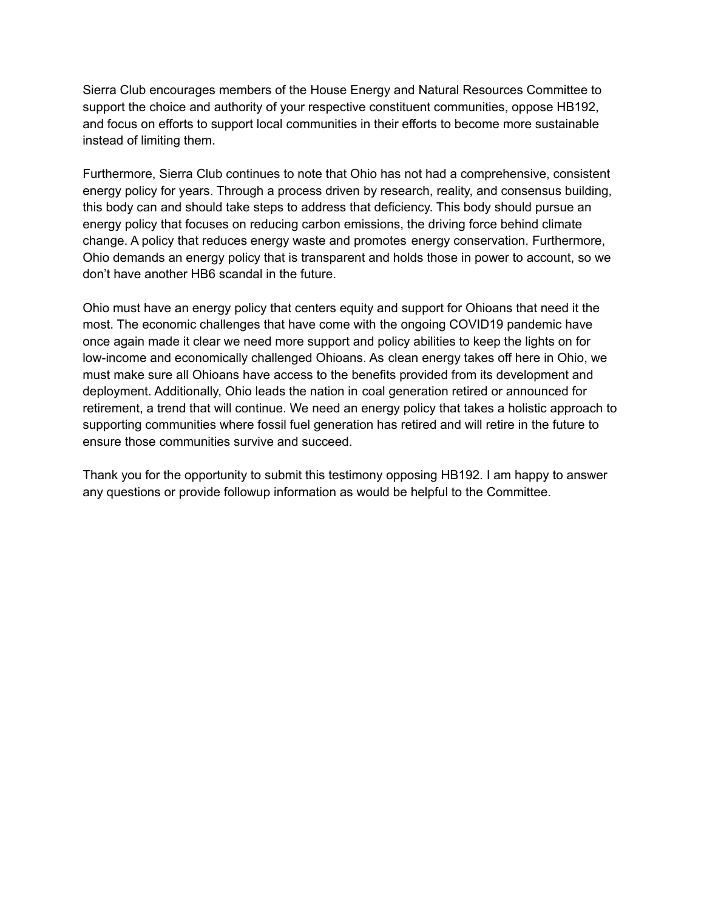Sierra Club encourages members of the House Energy and Natural Resources Committee to support the choice and authority of your respective constituent communities, oppose HB192, and focus on efforts to support local communities in their efforts to become more sustainable instead of limiting them.

Furthermore, Sierra Club continues to note that Ohio has not had a comprehensive, consistent energy policy for years. Through a process driven by research, reality, and consensus building, this body can and should take steps to address that deficiency. This body should pursue an energy policy that focuses on reducing carbon emissions, the driving force behind climate change. A policy that reduces energy waste and promotes energy conservation. Furthermore, Ohio demands an energy policy that is transparent and holds those in power to account, so we don't have another HB6 scandal in the future.

Ohio must have an energy policy that centers equity and support for Ohioans that need it the most. The economic challenges that have come with the ongoing COVID19 pandemic have once again made it clear we need more support and policy abilities to keep the lights on for low-income and economically challenged Ohioans. As clean energy takes off here in Ohio, we must make sure all Ohioans have access to the benefits provided from its development and deployment. Additionally, Ohio leads the nation in coal generation retired or announced for retirement, a trend that will continue. We need an energy policy that takes a holistic approach to supporting communities where fossil fuel generation has retired and will retire in the future to ensure those communities survive and succeed.

Thank you for the opportunity to submit this testimony opposing HB192. I am happy to answer any questions or provide followup information as would be helpful to the Committee.